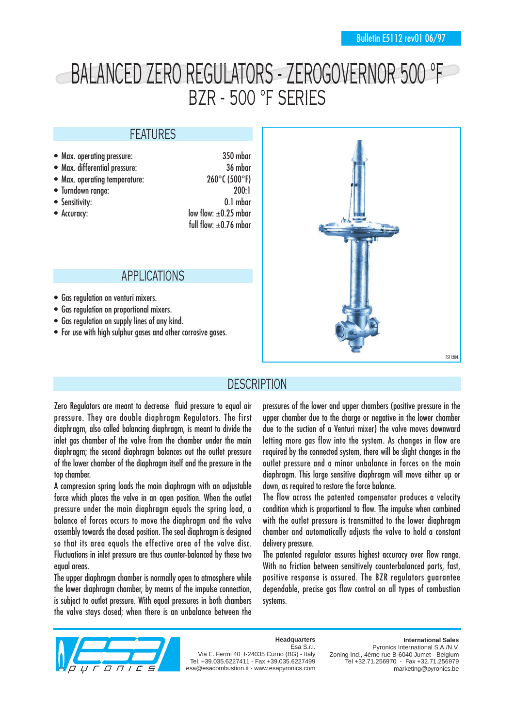Bulletin E5112 rev01 06/97

# BALANCED ZERO REGULATORS - ZEROGOVERNOR 500 °F
## BZR - 500 °F SERIES

## FEATURES

- Max. operating pressure: 350 mbar
- Max. differential pressure: 36 mbar
- Max. operating temperature: 260°C (500°F)
- Turndown range: 200:1
- Sensitivity: 0.1 mbar
- Accuracy: low flow: ±0.25 mbar; full flow: ±0.76 mbar

## APPLICATIONS

- Gas regulation on venturi mixers.
- Gas regulation on proportional mixers.
- Gas regulation on supply lines of any kind.
- For use with high sulphur gases and other corrosive gases.

E5112I01

## DESCRIPTION

Zero Regulators are meant to decrease fluid pressure to equal air pressure. They are double diaphragm Regulators. The first diaphragm, also called balancing diaphragm, is meant to divide the inlet gas chamber of the valve from the chamber under the main diaphragm; the second diaphragm balances out the outlet pressure of the lower chamber of the diaphragm itself and the pressure in the top chamber.

A compression spring loads the main diaphragm with an adjustable force which places the valve in an open position. When the outlet pressure under the main diaphragm equals the spring load, a balance of forces occurs to move the diaphragm and the valve assembly towards the closed position. The seal diaphragm is designed so that its area equals the effective area of the valve disc. Fluctuations in inlet pressure are thus counter-balanced by these two equal areas.

The upper diaphragm chamber is normally open to atmosphere while the lower diaphragm chamber, by means of the impulse connection, is subject to outlet pressure. With equal pressures in both chambers the valve stays closed; when there is an unbalance between the pressures of the lower and upper chambers (positive pressure in the upper chamber due to the charge or negative in the lower chamber due to the suction of a Venturi mixer) the valve moves downward letting more gas flow into the system. As changes in flow are required by the connected system, there will be slight changes in the outlet pressure and a minor unbalance in forces on the main diaphragm. This large sensitive diaphragm will move either up or down, as required to restore the force balance.

The flow across the patented compensator produces a velocity condition which is proportional to flow. The impulse when combined with the outlet pressure is transmitted to the lower diaphragm chamber and automatically adjusts the valve to hold a constant delivery pressure.

The patented regulator assures highest accuracy over flow range. With no friction between sensitively counterbalanced parts, fast, positive response is assured. The BZR regulators guarantee dependable, precise gas flow control on all types of combustion systems.

**Headquarters**
Esa S.r.l.
Via E. Fermi 40 I-24035 Curno (BG) - Italy
Tel. +39.035.6227411 - Fax +39.035.6227499
esa@esacombustion.it - www.esapyronics.com

**International Sales**
Pyronics International S.A./N.V.
Zoning Ind., 4ème rue B-6040 Jumet - Belgium
Tel +32.71.256970 - Fax +32.71.256979
marketing@pyronics.be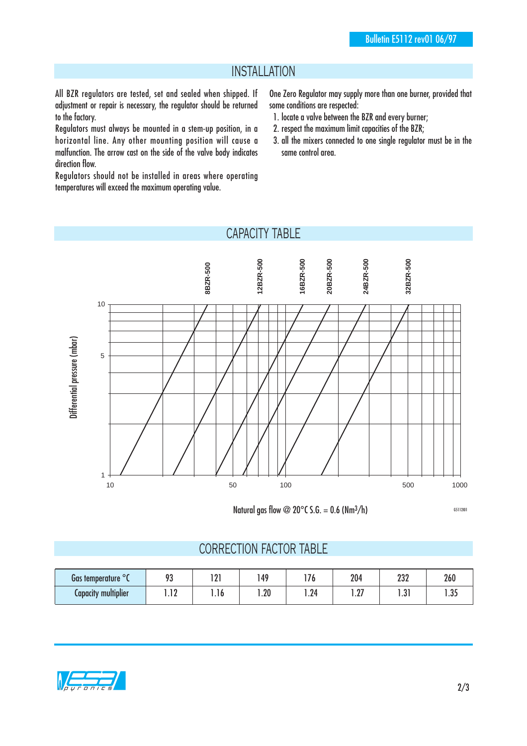## INSTALLATION

All BZR regulators are tested, set and sealed when shipped. If adjustment or repair is necessary, the regulator should be returned to the factory.

Regulators must always be mounted in a stem-up position, in a horizontal line. Any other mounting position will cause a malfunction. The arrow cast on the side of the valve body indicates direction flow.

Regulators should not be installed in areas where operating temperatures will exceed the maximum operating value.

One Zero Regulator may supply more than one burner, provided that some conditions are respected:

1. locate a valve between the BZR and every burner;
2. respect the maximum limit capacities of the BZR;
3. all the mixers connected to one single regulator must be in the same control area.

## CAPACITY TABLE

8BZR-500, 12BZR-500, 16BZR-500, 20BZR-500, 24BZR-500, 32BZR-500

Differential pressure (mbar): 1, 5, 10

Natural gas flow @ 20°C S.G. = 0.6 (Nm$^3$/h): 10, 50, 100, 500, 1000

G5112I01

## CORRECTION FACTOR TABLE

| Gas temperature °C | 93 | 121 | 149 | 176 | 204 | 232 | 260 |
|---|---|---|---|---|---|---|---|
| Capacity multiplier | 1.12 | 1.16 | 1.20 | 1.24 | 1.27 | 1.31 | 1.35 |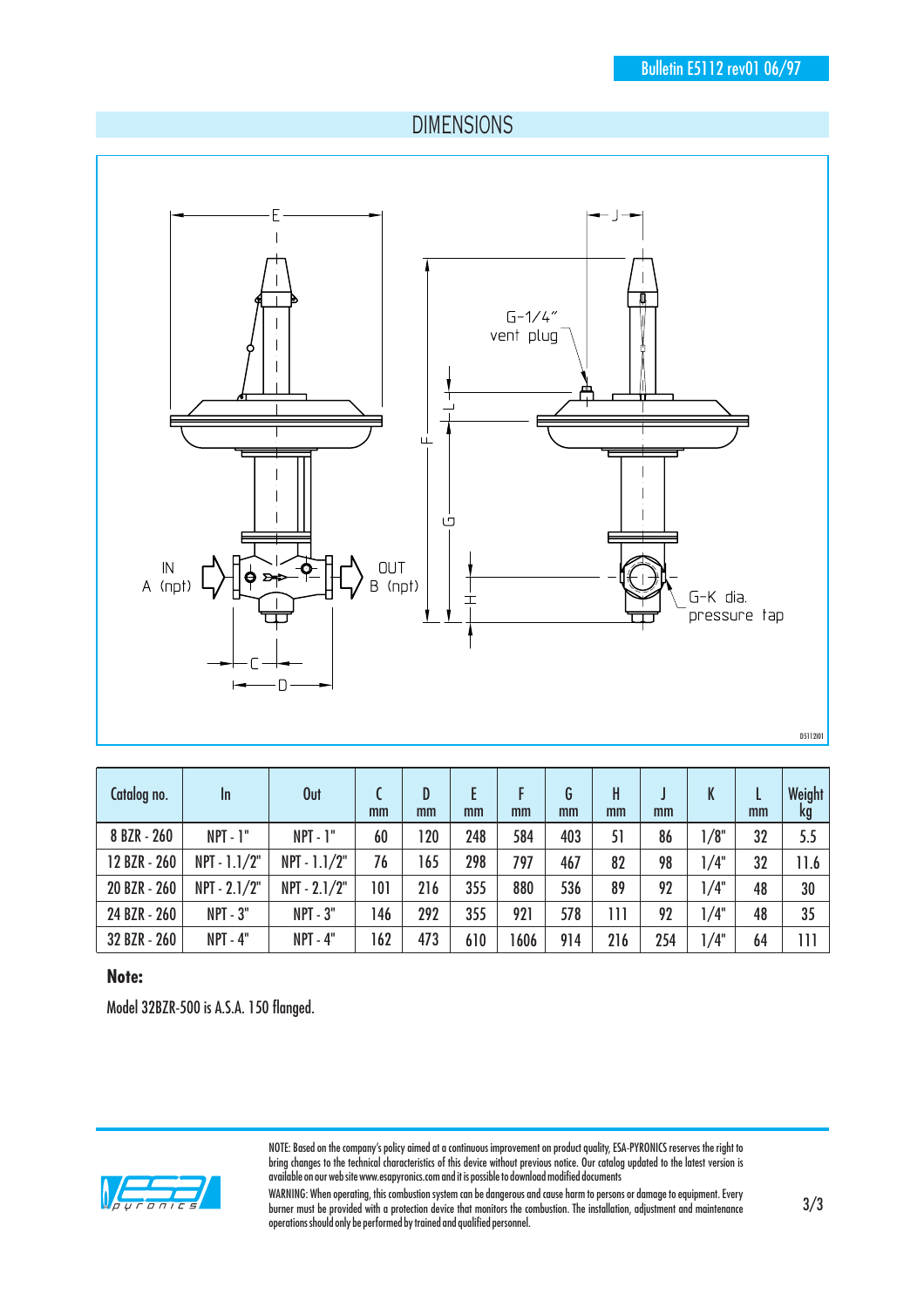## DIMENSIONS

E
J
G-1/4" vent plug
F
L
G
IN A (npt)
OUT B (npt)
H
G-K dia. pressure tap
C
D
D5112I01

| Catalog no. | In | Out | C mm | D mm | E mm | F mm | G mm | H mm | J mm | K | L mm | Weight kg |
|---|---|---|---|---|---|---|---|---|---|---|---|---|
| 8 BZR - 260 | NPT - 1" | NPT - 1" | 60 | 120 | 248 | 584 | 403 | 51 | 86 | 1/8" | 32 | 5.5 |
| 12 BZR - 260 | NPT - 1.1/2" | NPT - 1.1/2" | 76 | 165 | 298 | 797 | 467 | 82 | 98 | 1/4" | 32 | 11.6 |
| 20 BZR - 260 | NPT - 2.1/2" | NPT - 2.1/2" | 101 | 216 | 355 | 880 | 536 | 89 | 92 | 1/4" | 48 | 30 |
| 24 BZR - 260 | NPT - 3" | NPT - 3" | 146 | 292 | 355 | 921 | 578 | 111 | 92 | 1/4" | 48 | 35 |
| 32 BZR - 260 | NPT - 4" | NPT - 4" | 162 | 473 | 610 | 1606 | 914 | 216 | 254 | 1/4" | 64 | 111 |

**Note:**

Model 32BZR-500 is A.S.A. 150 flanged.

NOTE: Based on the company's policy aimed at a continuous improvement on product quality, ESA-PYRONICS reserves the right to bring changes to the technical characteristics of this device without previous notice. Our catalog updated to the latest version is available on our web site www.esapyronics.com and it is possible to download modified documents

WARNING: When operating, this combustion system can be dangerous and cause harm to persons or damage to equipment. Every burner must be provided with a protection device that monitors the combustion. The installation, adjustment and maintenance operations should only be performed by trained and qualified personnel.